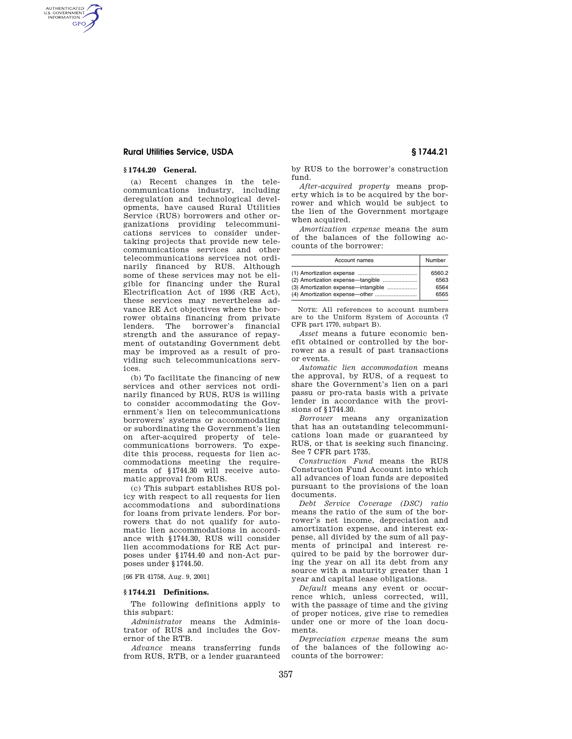## § 1744.20 General.

(a) Recent changes in the telecommunications industry, including deregulation and technological developments, have caused Rural Utilities Service (RUS) borrowers and other organizations providing telecommunications services to consider undertaking projects that provide new telecommunications services and other telecommunications services not ordinarily financed by RUS. Although some of these services may not be eligible for financing under the Rural Electrification Act of 1936 (RE Act), these services may nevertheless advance RE Act objectives where the borrower obtains financing from private lenders. The borrower's financial strength and the assurance of repayment of outstanding Government debt may be improved as a result of providing such telecommunications services.

(b) To facilitate the financing of new services and other services not ordinarily financed by RUS, RUS is willing to consider accommodating the Government's lien on telecommunications borrowers' systems or accommodating or subordinating the Government's lien on after-acquired property of telecommunications borrowers. To expedite this process, requests for lien accommodations meeting the requirements of §1744.30 will receive automatic approval from RUS.

(c) This subpart establishes RUS policy with respect to all requests for lien accommodations and subordinations for loans from private lenders. For borrowers that do not qualify for automatic lien accommodations in accordance with §1744.30, RUS will consider lien accommodations for RE Act purposes under §1744.40 and non-Act purposes under §1744.50.

[66 FR 41758, Aug. 9, 2001]

## § 1744.21 Definitions.

The following definitions apply to this subpart:

*Administrator* means the Administrator of RUS and includes the Governor of the RTB.

*Advance* means transferring funds from RUS, RTB, or a lender guaranteed by RUS to the borrower's construction fund.

*After-acquired property* means property which is to be acquired by the borrower and which would be subject to the lien of the Government mortgage when acquired.

*Amortization expense* means the sum of the balances of the following accounts of the borrower:

| Account names | Number |
|---|---|
| (1) Amortization expense | 6560.2 |
| (2) Amortization expense—tangible | 6563 |
| (3) Amortization expense—intangible | 6564 |
| (4) Amortization expense—other | 6565 |

NOTE: All references to account numbers are to the Uniform System of Accounts (7 CFR part 1770, subpart B).

*Asset* means a future economic benefit obtained or controlled by the borrower as a result of past transactions or events.

*Automatic lien accommodation* means the approval, by RUS, of a request to share the Government's lien on a pari passu or pro-rata basis with a private lender in accordance with the provisions of §1744.30.

*Borrower* means any organization that has an outstanding telecommunications loan made or guaranteed by RUS, or that is seeking such financing. See 7 CFR part 1735.

*Construction Fund* means the RUS Construction Fund Account into which all advances of loan funds are deposited pursuant to the provisions of the loan documents.

*Debt Service Coverage (DSC) ratio* means the ratio of the sum of the borrower's net income, depreciation and amortization expense, and interest expense, all divided by the sum of all payments of principal and interest required to be paid by the borrower during the year on all its debt from any source with a maturity greater than 1 year and capital lease obligations.

*Default* means any event or occurrence which, unless corrected, will, with the passage of time and the giving of proper notices, give rise to remedies under one or more of the loan documents.

*Depreciation expense* means the sum of the balances of the following accounts of the borrower: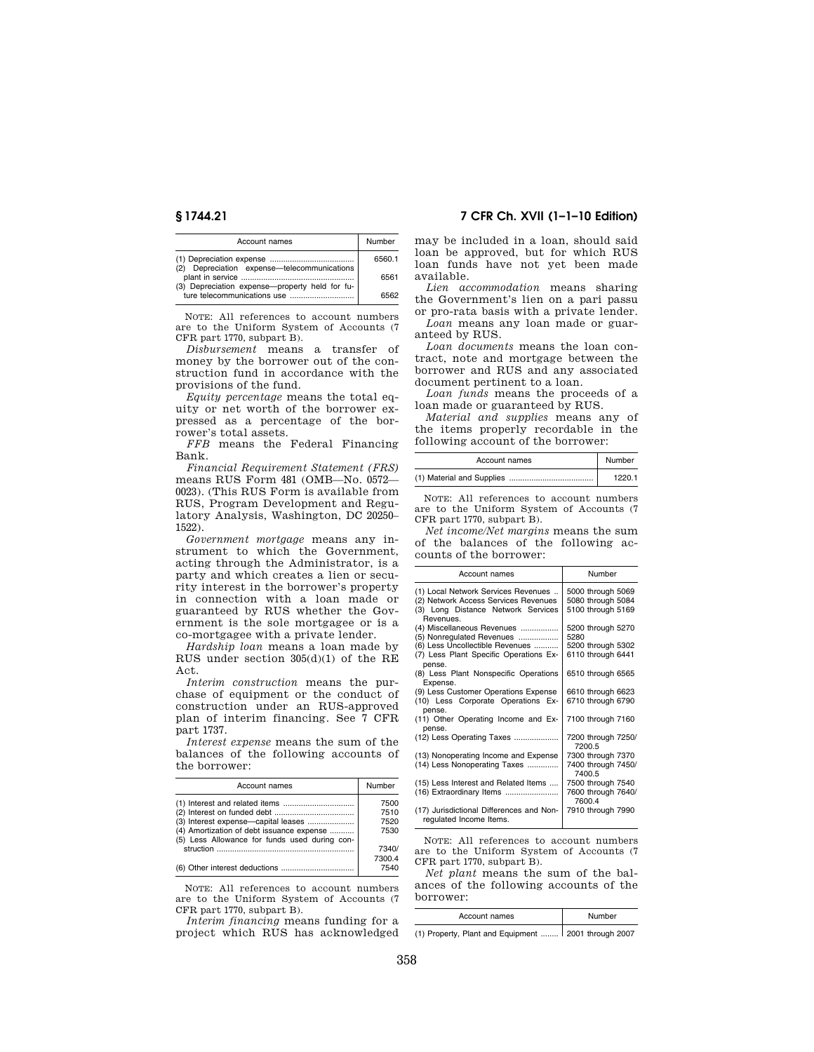| Account names | Number |
|---|---|
| (1) Depreciation expense | 6560.1 |
| (2) Depreciation expense—telecommunications plant in service | 6561 |
| (3) Depreciation expense—property held for future telecommunications use | 6562 |

NOTE: All references to account numbers are to the Uniform System of Accounts (7 CFR part 1770, subpart B).

*Disbursement* means a transfer of money by the borrower out of the construction fund in accordance with the provisions of the fund.

*Equity percentage* means the total equity or net worth of the borrower expressed as a percentage of the borrower's total assets.

*FFB* means the Federal Financing Bank.

*Financial Requirement Statement (FRS)* means RUS Form 481 (OMB—No. 0572—0023). (This RUS Form is available from RUS, Program Development and Regulatory Analysis, Washington, DC 20250–1522).

*Government mortgage* means any instrument to which the Government, acting through the Administrator, is a party and which creates a lien or security interest in the borrower's property in connection with a loan made or guaranteed by RUS whether the Government is the sole mortgagee or is a co-mortgagee with a private lender.

*Hardship loan* means a loan made by RUS under section 305(d)(1) of the RE Act.

*Interim construction* means the purchase of equipment or the conduct of construction under an RUS-approved plan of interim financing. See 7 CFR part 1737.

*Interest expense* means the sum of the balances of the following accounts of the borrower:

| Account names | Number |
|---|---|
| (1) Interest and related items | 7500 |
| (2) Interest on funded debt | 7510 |
| (3) Interest expense—capital leases | 7520 |
| (4) Amortization of debt issuance expense | 7530 |
| (5) Less Allowance for funds used during construction | 7340/ 7300.4 |
| (6) Other interest deductions | 7540 |

NOTE: All references to account numbers are to the Uniform System of Accounts (7 CFR part 1770, subpart B).

*Interim financing* means funding for a project which RUS has acknowledged may be included in a loan, should said loan be approved, but for which RUS loan funds have not yet been made available.

*Lien accommodation* means sharing the Government's lien on a pari passu or pro-rata basis with a private lender.

*Loan* means any loan made or guaranteed by RUS.

*Loan documents* means the loan contract, note and mortgage between the borrower and RUS and any associated document pertinent to a loan.

*Loan funds* means the proceeds of a loan made or guaranteed by RUS.

*Material and supplies* means any of the items properly recordable in the following account of the borrower:

| Account names | Number |
|---|---|
| (1) Material and Supplies | 1220.1 |

NOTE: All references to account numbers are to the Uniform System of Accounts (7 CFR part 1770, subpart B).

*Net income/Net margins* means the sum of the balances of the following accounts of the borrower:

| Account names | Number |
|---|---|
| (1) Local Network Services Revenues | 5000 through 5069 |
| (2) Network Access Services Revenues | 5080 through 5084 |
| (3) Long Distance Network Services Revenues. | 5100 through 5169 |
| (4) Miscellaneous Revenues | 5200 through 5270 |
| (5) Nonregulated Revenues | 5280 |
| (6) Less Uncollectible Revenues | 5200 through 5302 |
| (7) Less Plant Specific Operations Expense. | 6110 through 6441 |
| (8) Less Plant Nonspecific Operations Expense. | 6510 through 6565 |
| (9) Less Customer Operations Expense | 6610 through 6623 |
| (10) Less Corporate Operations Expense. | 6710 through 6790 |
| (11) Other Operating Income and Expense. | 7100 through 7160 |
| (12) Less Operating Taxes | 7200 through 7250/ 7200.5 |
| (13) Nonoperating Income and Expense | 7300 through 7370 |
| (14) Less Nonoperating Taxes | 7400 through 7450/ 7400.5 |
| (15) Less Interest and Related Items | 7500 through 7540 |
| (16) Extraordinary Items | 7600 through 7640/ 7600.4 |
| (17) Jurisdictional Differences and Nonregulated Income Items. | 7910 through 7990 |

NOTE: All references to account numbers are to the Uniform System of Accounts (7 CFR part 1770, subpart B).

*Net plant* means the sum of the balances of the following accounts of the borrower:

| Account names | Number |
|---|---|
| (1) Property, Plant and Equipment | 2001 through 2007 |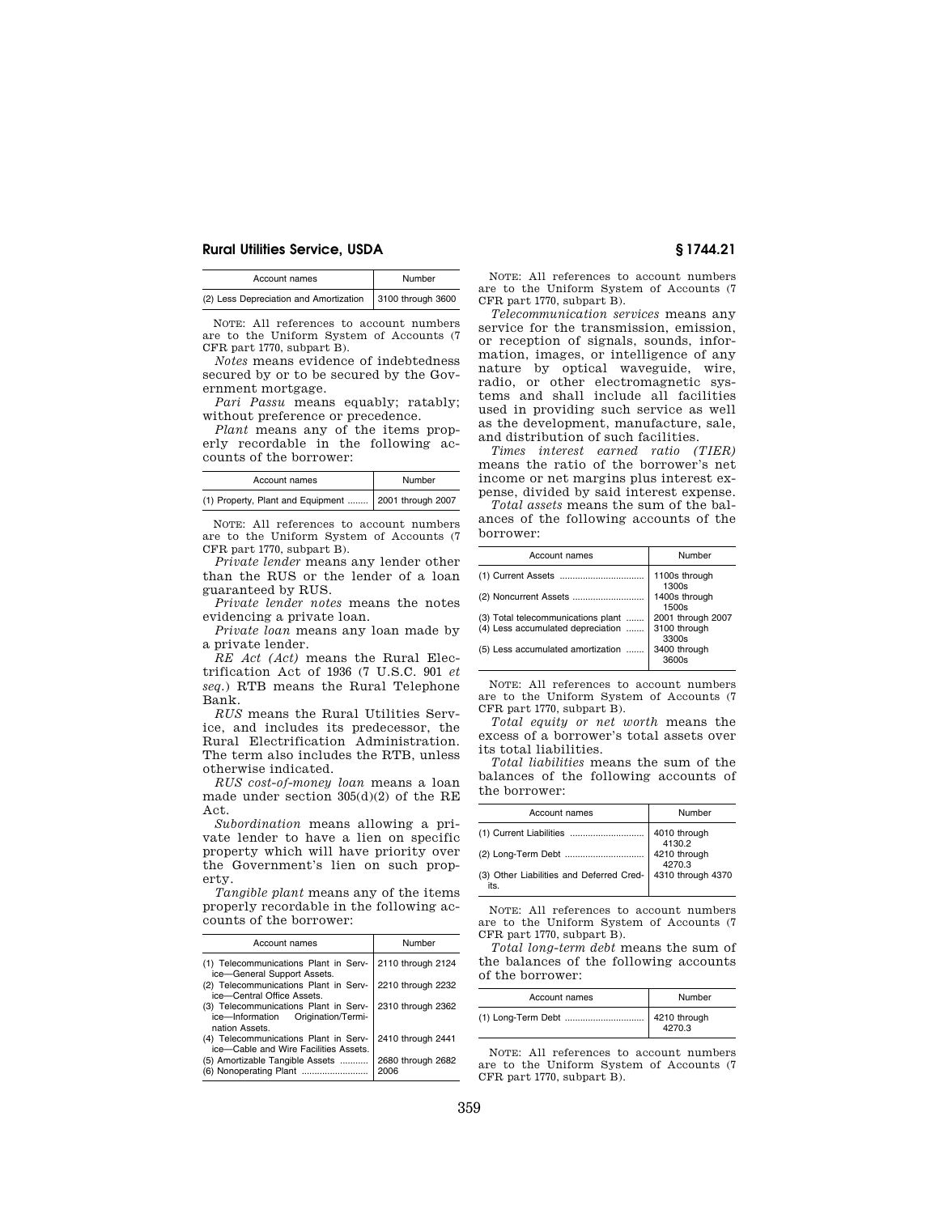| Account names | Number |
|---|---|
| (2) Less Depreciation and Amortization | 3100 through 3600 |

NOTE: All references to account numbers are to the Uniform System of Accounts (7 CFR part 1770, subpart B).

*Notes* means evidence of indebtedness secured by or to be secured by the Government mortgage.

*Pari Passu* means equably; ratably; without preference or precedence.

*Plant* means any of the items properly recordable in the following accounts of the borrower:

| Account names | Number |
|---|---|
| (1) Property, Plant and Equipment | 2001 through 2007 |

NOTE: All references to account numbers are to the Uniform System of Accounts (7 CFR part 1770, subpart B).

*Private lender* means any lender other than the RUS or the lender of a loan guaranteed by RUS.

*Private lender notes* means the notes evidencing a private loan.

*Private loan* means any loan made by a private lender.

*RE Act (Act)* means the Rural Electrification Act of 1936 (7 U.S.C. 901 *et seq.*) RTB means the Rural Telephone Bank.

*RUS* means the Rural Utilities Service, and includes its predecessor, the Rural Electrification Administration. The term also includes the RTB, unless otherwise indicated.

*RUS cost-of-money loan* means a loan made under section 305(d)(2) of the RE Act.

*Subordination* means allowing a private lender to have a lien on specific property which will have priority over the Government's lien on such property.

*Tangible plant* means any of the items properly recordable in the following accounts of the borrower:

| Account names | Number |
|---|---|
| (1) Telecommunications Plant in Service—General Support Assets. | 2110 through 2124 |
| (2) Telecommunications Plant in Service—Central Office Assets. | 2210 through 2232 |
| (3) Telecommunications Plant in Service—Information Origination/Termination Assets. | 2310 through 2362 |
| (4) Telecommunications Plant in Service—Cable and Wire Facilities Assets. | 2410 through 2441 |
| (5) Amortizable Tangible Assets | 2680 through 2682 |
| (6) Nonoperating Plant | 2006 |

NOTE: All references to account numbers are to the Uniform System of Accounts (7 CFR part 1770, subpart B).

*Telecommunication services* means any service for the transmission, emission, or reception of signals, sounds, information, images, or intelligence of any nature by optical waveguide, wire, radio, or other electromagnetic systems and shall include all facilities used in providing such service as well as the development, manufacture, sale, and distribution of such facilities.

*Times interest earned ratio (TIER)* means the ratio of the borrower's net income or net margins plus interest expense, divided by said interest expense.

*Total assets* means the sum of the balances of the following accounts of the borrower:

| Account names | Number |
|---|---|
| (1) Current Assets | 1100s through 1300s |
| (2) Noncurrent Assets | 1400s through 1500s |
| (3) Total telecommunications plant | 2001 through 2007 |
| (4) Less accumulated depreciation | 3100 through 3300s |
| (5) Less accumulated amortization | 3400 through 3600s |

NOTE: All references to account numbers are to the Uniform System of Accounts (7 CFR part 1770, subpart B).

*Total equity or net worth* means the excess of a borrower's total assets over its total liabilities.

*Total liabilities* means the sum of the balances of the following accounts of the borrower:

| Account names | Number |
|---|---|
| (1) Current Liabilities | 4010 through 4130.2 |
| (2) Long-Term Debt | 4210 through 4270.3 |
| (3) Other Liabilities and Deferred Credits. | 4310 through 4370 |

NOTE: All references to account numbers are to the Uniform System of Accounts (7 CFR part 1770, subpart B).

*Total long-term debt* means the sum of the balances of the following accounts of the borrower:

| Account names | Number |
|---|---|
| (1) Long-Term Debt | 4210 through 4270.3 |

NOTE: All references to account numbers are to the Uniform System of Accounts (7 CFR part 1770, subpart B).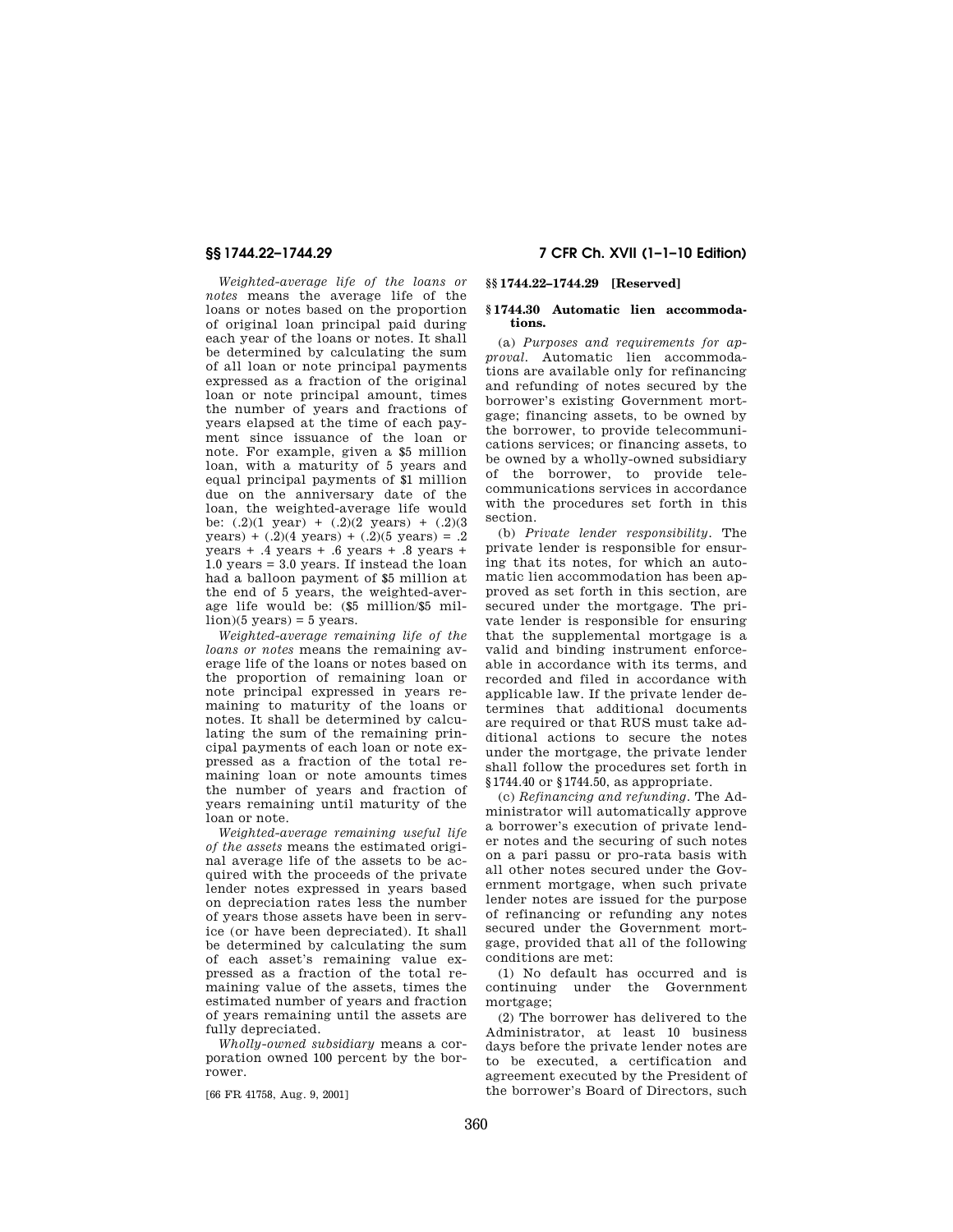*Weighted-average life of the loans or notes* means the average life of the loans or notes based on the proportion of original loan principal paid during each year of the loans or notes. It shall be determined by calculating the sum of all loan or note principal payments expressed as a fraction of the original loan or note principal amount, times the number of years and fractions of years elapsed at the time of each payment since issuance of the loan or note. For example, given a $5 million loan, with a maturity of 5 years and equal principal payments of $1 million due on the anniversary date of the loan, the weighted-average life would be: (.2)(1 year) + (.2)(2 years) + (.2)(3 years) + (.2)(4 years) + (.2)(5 years) = .2 years + .4 years + .6 years + .8 years + 1.0 years = 3.0 years. If instead the loan had a balloon payment of $5 million at the end of 5 years, the weighted-average life would be: ($5 million/$5 million)(5 years) = 5 years.

*Weighted-average remaining life of the loans or notes* means the remaining average life of the loans or notes based on the proportion of remaining loan or note principal expressed in years remaining to maturity of the loans or notes. It shall be determined by calculating the sum of the remaining principal payments of each loan or note expressed as a fraction of the total remaining loan or note amounts times the number of years and fraction of years remaining until maturity of the loan or note.

*Weighted-average remaining useful life of the assets* means the estimated original average life of the assets to be acquired with the proceeds of the private lender notes expressed in years based on depreciation rates less the number of years those assets have been in service (or have been depreciated). It shall be determined by calculating the sum of each asset's remaining value expressed as a fraction of the total remaining value of the assets, times the estimated number of years and fraction of years remaining until the assets are fully depreciated.

*Wholly-owned subsidiary* means a corporation owned 100 percent by the borrower.

[66 FR 41758, Aug. 9, 2001]

### §§ 1744.22–1744.29 [Reserved]

### § 1744.30 Automatic lien accommodations.

(a) *Purposes and requirements for approval.* Automatic lien accommodations are available only for refinancing and refunding of notes secured by the borrower's existing Government mortgage; financing assets, to be owned by the borrower, to provide telecommunications services; or financing assets, to be owned by a wholly-owned subsidiary of the borrower, to provide telecommunications services in accordance with the procedures set forth in this section.

(b) *Private lender responsibility.* The private lender is responsible for ensuring that its notes, for which an automatic lien accommodation has been approved as set forth in this section, are secured under the mortgage. The private lender is responsible for ensuring that the supplemental mortgage is a valid and binding instrument enforceable in accordance with its terms, and recorded and filed in accordance with applicable law. If the private lender determines that additional documents are required or that RUS must take additional actions to secure the notes under the mortgage, the private lender shall follow the procedures set forth in § 1744.40 or § 1744.50, as appropriate.

(c) *Refinancing and refunding.* The Administrator will automatically approve a borrower's execution of private lender notes and the securing of such notes on a pari passu or pro-rata basis with all other notes secured under the Government mortgage, when such private lender notes are issued for the purpose of refinancing or refunding any notes secured under the Government mortgage, provided that all of the following conditions are met:

(1) No default has occurred and is continuing under the Government mortgage;

(2) The borrower has delivered to the Administrator, at least 10 business days before the private lender notes are to be executed, a certification and agreement executed by the President of the borrower's Board of Directors, such